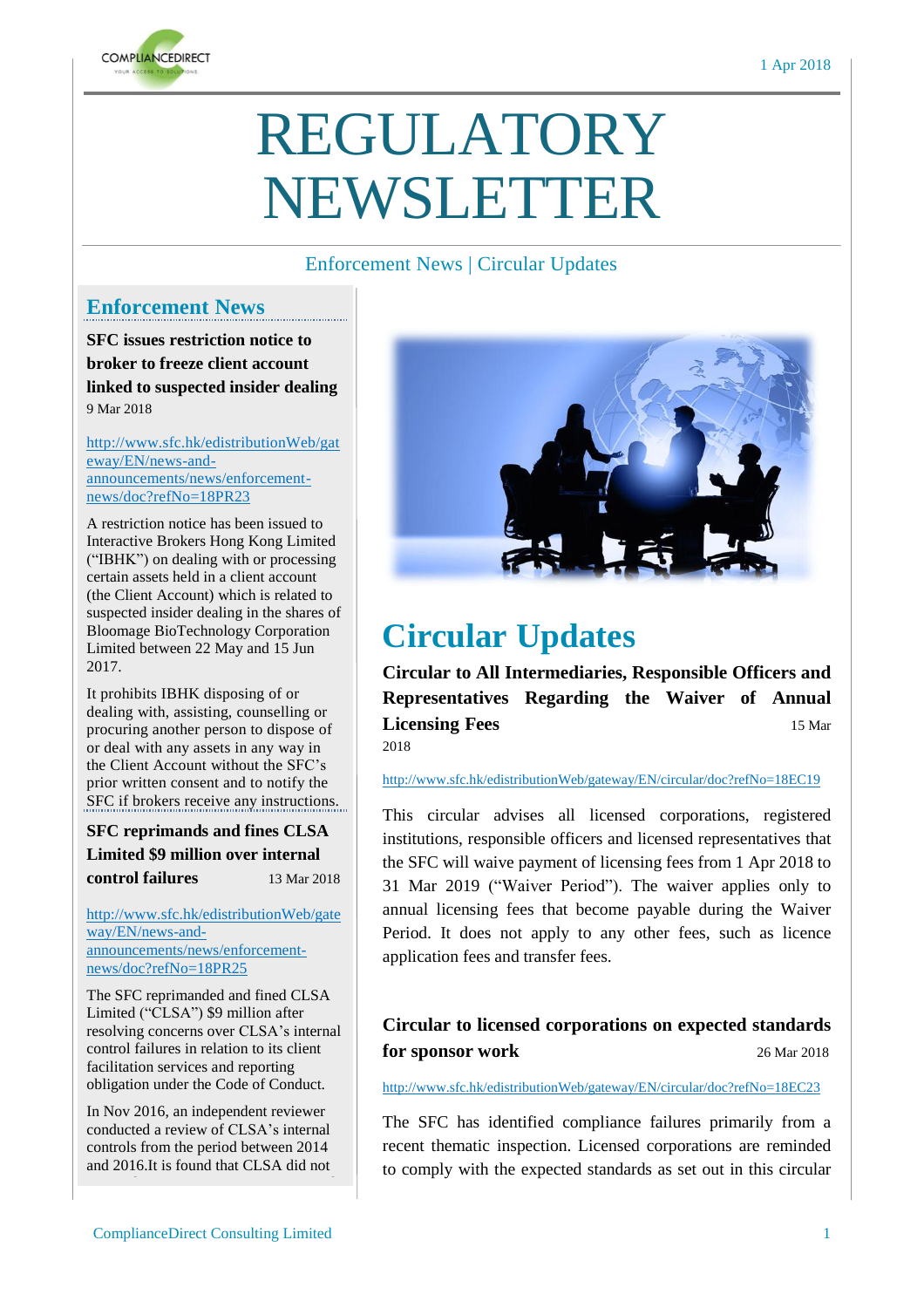# REGULATORY NEWSLETTER

1 Apr 2018

Enforcement News | Circular Updates

## Enforcement News

### SFC issues restriction notice to broker to freeze client account linked to suspected insider dealing

9 Mar 2018

http://www.sfc.hk/edistributionWeb/gateway/EN/news-and-announcements/news/enforcement-news/doc?refNo=18PR23

A restriction notice has been issued to Interactive Brokers Hong Kong Limited ("IBHK") on dealing with or processing certain assets held in a client account (the Client Account) which is related to suspected insider dealing in the shares of Bloomage BioTechnology Corporation Limited between 22 May and 15 Jun 2017.

It prohibits IBHK disposing of or dealing with, assisting, counselling or procuring another person to dispose of or deal with any assets in any way in the Client Account without the SFC's prior written consent and to notify the SFC if brokers receive any instructions.

### SFC reprimands and fines CLSA Limited $9 million over internal control failures

13 Mar 2018

http://www.sfc.hk/edistributionWeb/gateway/EN/news-and-announcements/news/enforcement-news/doc?refNo=18PR25

The SFC reprimanded and fined CLSA Limited ("CLSA") $9 million after resolving concerns over CLSA's internal control failures in relation to its client facilitation services and reporting obligation under the Code of Conduct.

In Nov 2016, an independent reviewer conducted a review of CLSA's internal controls from the period between 2014 and 2016.It is found that CLSA did not

## Circular Updates

### Circular to All Intermediaries, Responsible Officers and Representatives Regarding the Waiver of Annual Licensing Fees

15 Mar 2018

http://www.sfc.hk/edistributionWeb/gateway/EN/circular/doc?refNo=18EC19

This circular advises all licensed corporations, registered institutions, responsible officers and licensed representatives that the SFC will waive payment of licensing fees from 1 Apr 2018 to 31 Mar 2019 ("Waiver Period"). The waiver applies only to annual licensing fees that become payable during the Waiver Period. It does not apply to any other fees, such as licence application fees and transfer fees.

### Circular to licensed corporations on expected standards for sponsor work

26 Mar 2018

http://www.sfc.hk/edistributionWeb/gateway/EN/circular/doc?refNo=18EC23

The SFC has identified compliance failures primarily from a recent thematic inspection. Licensed corporations are reminded to comply with the expected standards as set out in this circular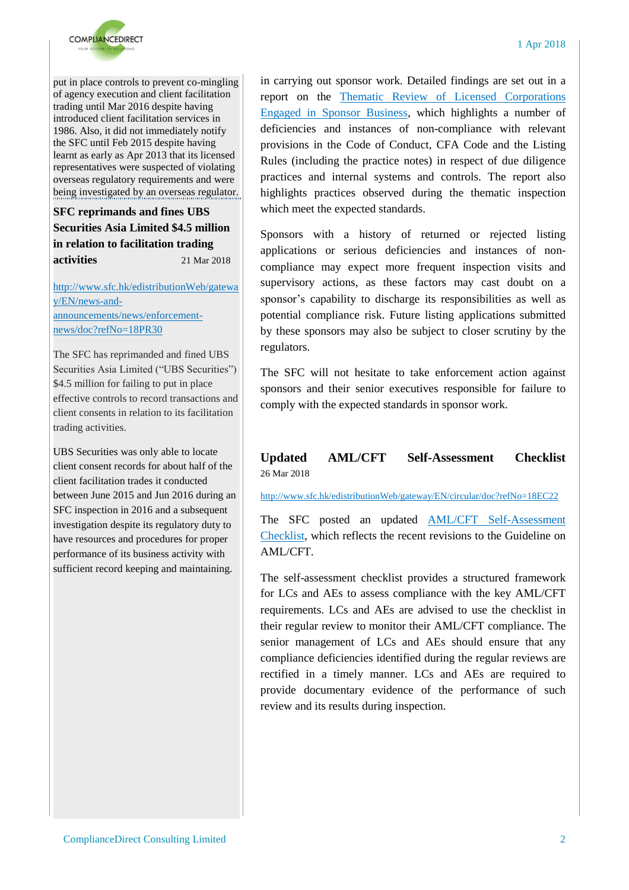put in place controls to prevent co-mingling of agency execution and client facilitation trading until Mar 2016 despite having introduced client facilitation services in 1986. Also, it did not immediately notify the SFC until Feb 2015 despite having learnt as early as Apr 2013 that its licensed representatives were suspected of violating overseas regulatory requirements and were being investigated by an overseas regulator.

**SFC reprimands and fines UBS Securities Asia Limited $4.5 million in relation to facilitation trading activities** 21 Mar 2018

http://www.sfc.hk/edistributionWeb/gateway/EN/news-and-announcements/news/enforcement-news/doc?refNo=18PR30

The SFC has reprimanded and fined UBS Securities Asia Limited ("UBS Securities") $4.5 million for failing to put in place effective controls to record transactions and client consents in relation to its facilitation trading activities.

UBS Securities was only able to locate client consent records for about half of the client facilitation trades it conducted between June 2015 and Jun 2016 during an SFC inspection in 2016 and a subsequent investigation despite its regulatory duty to have resources and procedures for proper performance of its business activity with sufficient record keeping and maintaining.

in carrying out sponsor work. Detailed findings are set out in a report on the Thematic Review of Licensed Corporations Engaged in Sponsor Business, which highlights a number of deficiencies and instances of non-compliance with relevant provisions in the Code of Conduct, CFA Code and the Listing Rules (including the practice notes) in respect of due diligence practices and internal systems and controls. The report also highlights practices observed during the thematic inspection which meet the expected standards.

Sponsors with a history of returned or rejected listing applications or serious deficiencies and instances of non-compliance may expect more frequent inspection visits and supervisory actions, as these factors may cast doubt on a sponsor's capability to discharge its responsibilities as well as potential compliance risk. Future listing applications submitted by these sponsors may also be subject to closer scrutiny by the regulators.

The SFC will not hesitate to take enforcement action against sponsors and their senior executives responsible for failure to comply with the expected standards in sponsor work.

**Updated AML/CFT Self-Assessment Checklist**

26 Mar 2018

http://www.sfc.hk/edistributionWeb/gateway/EN/circular/doc?refNo=18EC22

The SFC posted an updated AML/CFT Self-Assessment Checklist, which reflects the recent revisions to the Guideline on AML/CFT.

The self-assessment checklist provides a structured framework for LCs and AEs to assess compliance with the key AML/CFT requirements. LCs and AEs are advised to use the checklist in their regular review to monitor their AML/CFT compliance. The senior management of LCs and AEs should ensure that any compliance deficiencies identified during the regular reviews are rectified in a timely manner. LCs and AEs are required to provide documentary evidence of the performance of such review and its results during inspection.